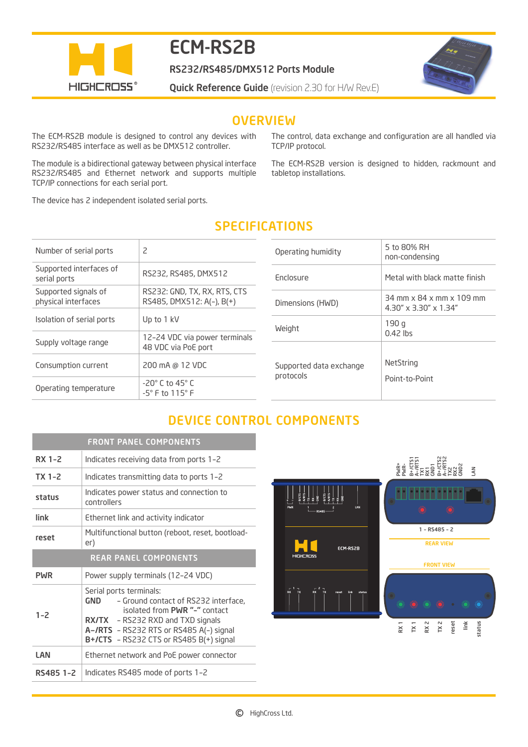# ECM-RS2B

**RS232/RS485/DMX512 Ports Module**

**Quick Reference Guide** (revision 2.30 for H/W Rev.E)

## OVERVIEW

The ECM-RS2B module is designed to control any devices with RS232/RS485 interface as well as be DMX512 controller.

The module is a bidirectional gateway between physical interface RS232/RS485 and Ethernet network and supports multiple TCP/IP connections for each serial port.

The device has 2 independent isolated serial ports.

The control, data exchange and configuration are all handled via TCP/IP protocol.

The ECM-RS2B version is designed to hidden, rackmount and tabletop installations.

## SPECIFICATIONS

| | |
|---|---|
| Number of serial ports | 2 |
| Supported interfaces of serial ports | RS232, RS485, DMX512 |
| Supported signals of physical interfaces | RS232: GND, TX, RX, RTS, CTS<br>RS485, DMX512: A(-), B(+) |
| Isolation of serial ports | Up to 1 kV |
| Supply voltage range | 12-24 VDC via power terminals<br>48 VDC via PoE port |
| Consumption current | 200 mA @ 12 VDC |
| Operating temperature | -20° C to 45° C<br>-5° F to 115° F |
| Operating humidity | 5 to 80% RH<br>non-condensing |
| Enclosure | Metal with black matte finish |
| Dimensions (HWD) | 34 mm x 84 x mm x 109 mm<br>4.30" x 3.30" x 1.34" |
| Weight | 190 g<br>0.42 lbs |
| Supported data exchange protocols | NetString<br>Point-to-Point |

## DEVICE CONTROL COMPONENTS

| FRONT PANEL COMPONENTS | |
|---|---|
| **RX 1-2** | Indicates receiving data from ports 1-2 |
| **TX 1-2** | Indicates transmitting data to ports 1-2 |
| **status** | Indicates power status and connection to controllers |
| **link** | Ethernet link and activity indicator |
| **reset** | Multifunctional button (reboot, reset, bootloader) |
| **REAR PANEL COMPONENTS** | |
| **PWR** | Power supply terminals (12-24 VDC) |
| **1-2** | Serial ports terminals:<br>**GND** – Ground contact of RS232 interface, isolated from **PWR "-"** contact<br>**RX/TX** – RS232 RXD and TXD signals<br>**A-/RTS** – RS232 RTS or RS485 A(-) signal<br>**B+/CTS** – RS232 CTS or RS485 B(+) signal |
| **LAN** | Ethernet network and PoE power connector |
| **RS485 1-2** | Indicates RS485 mode of ports 1-2 |

PWR+ PWR- B+/CTS1 A-/RTS1 TX1 RX1 GND1 B+/CTS2 A-/RTS2 TX2 RX2 GND2 LAN

1 - RS485 - 2

REAR VIEW

FRONT VIEW

RX 1 TX 1 RX 2 TX 2 reset link status

© HighCross Ltd.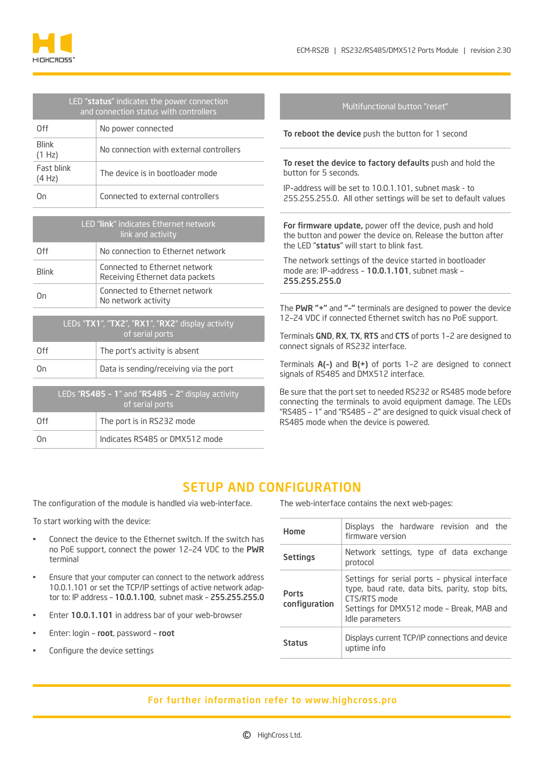| LED "**status**" indicates the power connection and connection status with controllers | |
|---|---|
| Off | No power connected |
| Blink (1 Hz) | No connection with external controllers |
| Fast blink (4 Hz) | The device is in bootloader mode |
| On | Connected to external controllers |

| LED "**link**" indicates Ethernet network link and activity | |
|---|---|
| Off | No connection to Ethernet network |
| Blink | Connected to Ethernet network<br>Receiving Ethernet data packets |
| On | Connected to Ethernet network<br>No network activity |

| LEDs "**TX1**", "**TX2**", "**RX1**", "**RX2**" display activity of serial ports | |
|---|---|
| Off | The port's activity is absent |
| On | Data is sending/receiving via the port |

| LEDs "**RS485 - 1**" and "**RS485 - 2**" display activity of serial ports | |
|---|---|
| Off | The port is in RS232 mode |
| On | Indicates RS485 or DMX512 mode |

| Multifunctional button "reset" |
|---|
| **To reboot the device** push the button for 1 second |
| **To reset the device to factory defaults** push and hold the button for 5 seconds.<br>IP-address will be set to 10.0.1.101, subnet mask - to 255.255.255.0. All other settings will be set to default values |
| **For firmware update,** power off the device, push and hold the button and power the device on. Release the button after the LED "**status**" will start to blink fast.<br>The network settings of the device started in bootloader mode are: IP-address – **10.0.1.101**, subnet mask – **255.255.255.0** |

The **PWR "+"** and **"–"** terminals are designed to power the device 12–24 VDC if connected Ethernet switch has no PoE support.

Terminals **GND**, **RX**, **TX**, **RTS** and **CTS** of ports 1–2 are designed to connect signals of RS232 interface.

Terminals **A(-)** and **B(+)** of ports 1–2 are designed to connect signals of RS485 and DMX512 interface.

Be sure that the port set to needed RS232 or RS485 mode before connecting the terminals to avoid equipment damage. The LEDs "RS485 – 1" and "RS485 – 2" are designed to quick visual check of RS485 mode when the device is powered.

## SETUP AND CONFIGURATION

The configuration of the module is handled via web-interface.

To start working with the device:

- Connect the device to the Ethernet switch. If the switch has no PoE support, connect the power 12–24 VDC to the **PWR** terminal
- Ensure that your computer can connect to the network address 10.0.1.101 or set the TCP/IP settings of active network adaptor to: IP address – **10.0.1.100**, subnet mask – **255.255.255.0**
- Enter **10.0.1.101** in address bar of your web-browser
- Enter: login – **root**, password – **root**
- Configure the device settings

The web-interface contains the next web-pages:

| | |
|---|---|
| **Home** | Displays the hardware revision and the firmware version |
| **Settings** | Network settings, type of data exchange protocol |
| **Ports configuration** | Settings for serial ports – physical interface type, baud rate, data bits, parity, stop bits, CTS/RTS mode<br>Settings for DMX512 mode – Break, MAB and Idle parameters |
| **Status** | Displays current TCP/IP connections and device uptime info |

For further information refer to www.highcross.pro

© HighCross Ltd.